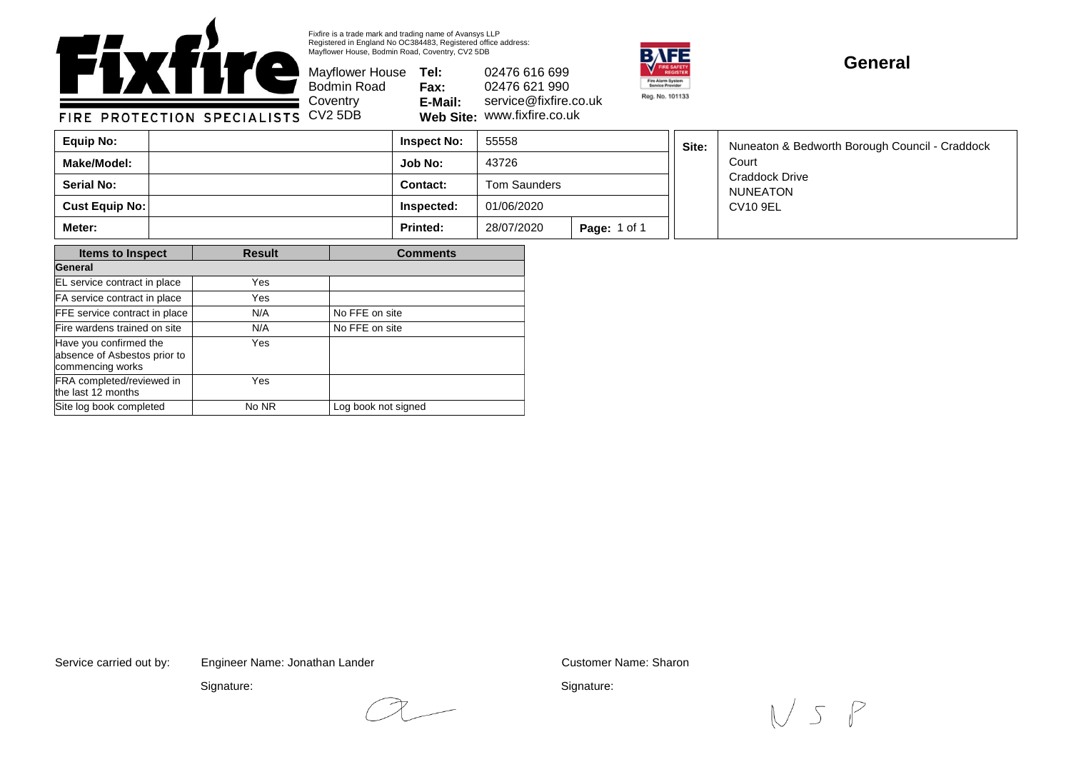Fixfire is a trade mark and trading name of Avansys LLP
Registered in England No OC384483, Registered office address:
Mayflower House, Bodmin Road, Coventry, CV2 5DB

**Fixfire**
FIRE PROTECTION SPECIALISTS

Mayflower House
Bodmin Road
Coventry
CV2 5DB

**Tel:** 02476 616 699
**Fax:** 02476 621 990
**E-Mail:** service@fixfire.co.uk
**Web Site:** www.fixfire.co.uk

BAFE Fire Safety Register – Fire Alarm System Service Provider – Reg. No. 101133

# General

| **Equip No:** | | **Inspect No:** | 55558 | | **Site:** | Nuneaton & Bedworth Borough Council - Craddock Court, Craddock Drive, NUNEATON, CV10 9EL |
|---|---|---|---|---|---|---|
| **Make/Model:** | | **Job No:** | 43726 | | | |
| **Serial No:** | | **Contact:** | Tom Saunders | | | |
| **Cust Equip No:** | | **Inspected:** | 01/06/2020 | | | |
| **Meter:** | | **Printed:** | 28/07/2020 | **Page:** 1 of 1 | | |

| Items to Inspect | Result | Comments |
|---|---|---|
| **General** | | |
| EL service contract in place | Yes | |
| FA service contract in place | Yes | |
| FFE service contract in place | N/A | No FFE on site |
| Fire wardens trained on site | N/A | No FFE on site |
| Have you confirmed the absence of Asbestos prior to commencing works | Yes | |
| FRA completed/reviewed in the last 12 months | Yes | |
| Site log book completed | No NR | Log book not signed |

Service carried out by: Engineer Name: Jonathan Lander

Signature: [signature]

Customer Name: Sharon

Signature: NSP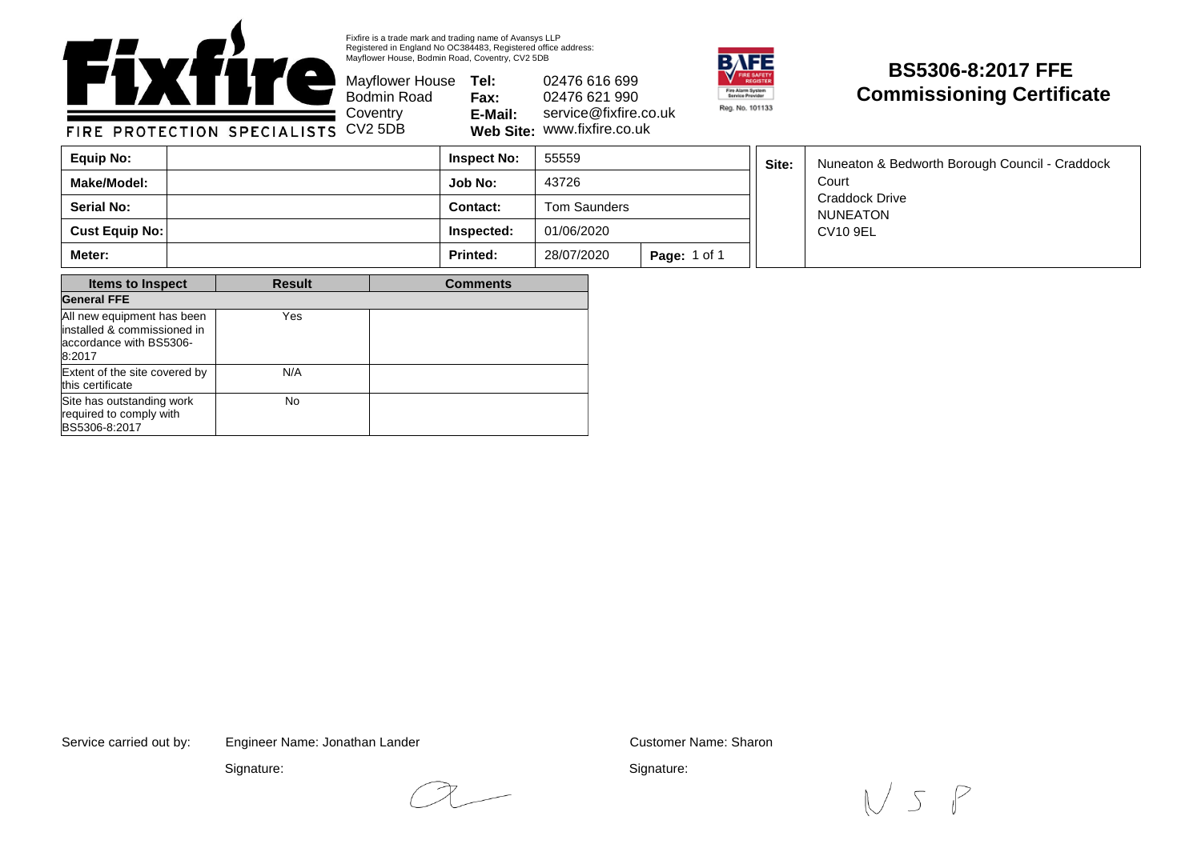Fixfire

FIRE PROTECTION SPECIALISTS

Fixfire is a trade mark and trading name of Avansys LLP
Registered in England No OC384483, Registered office address:
Mayflower House, Bodmin Road, Coventry, CV2 5DB

Mayflower House
Bodmin Road
Coventry
CV2 5DB

**Tel:** 02476 616 699
**Fax:** 02476 621 990
**E-Mail:** service@fixfire.co.uk
**Web Site:** www.fixfire.co.uk

BAFE FIRE SAFETY REGISTER Fire Alarm System Service Provider Reg. No. 101133

# BS5306-8:2017 FFE Commissioning Certificate

| | | | | | | |
|---|---|---|---|---|---|---|
| **Equip No:** | | **Inspect No:** | 55559 | | **Site:** | Nuneaton & Bedworth Borough Council - Craddock Court, Craddock Drive, NUNEATON, CV10 9EL |
| **Make/Model:** | | **Job No:** | 43726 | | | |
| **Serial No:** | | **Contact:** | Tom Saunders | | | |
| **Cust Equip No:** | | **Inspected:** | 01/06/2020 | | | |
| **Meter:** | | **Printed:** | 28/07/2020 | **Page:** 1 of 1 | | |

| Items to Inspect | Result | Comments |
|---|---|---|
| **General FFE** | | |
| All new equipment has been installed & commissioned in accordance with BS5306-8:2017 | Yes | |
| Extent of the site covered by this certificate | N/A | |
| Site has outstanding work required to comply with BS5306-8:2017 | No | |

Service carried out by: Engineer Name: Jonathan Lander

Signature:

Customer Name: Sharon

Signature: